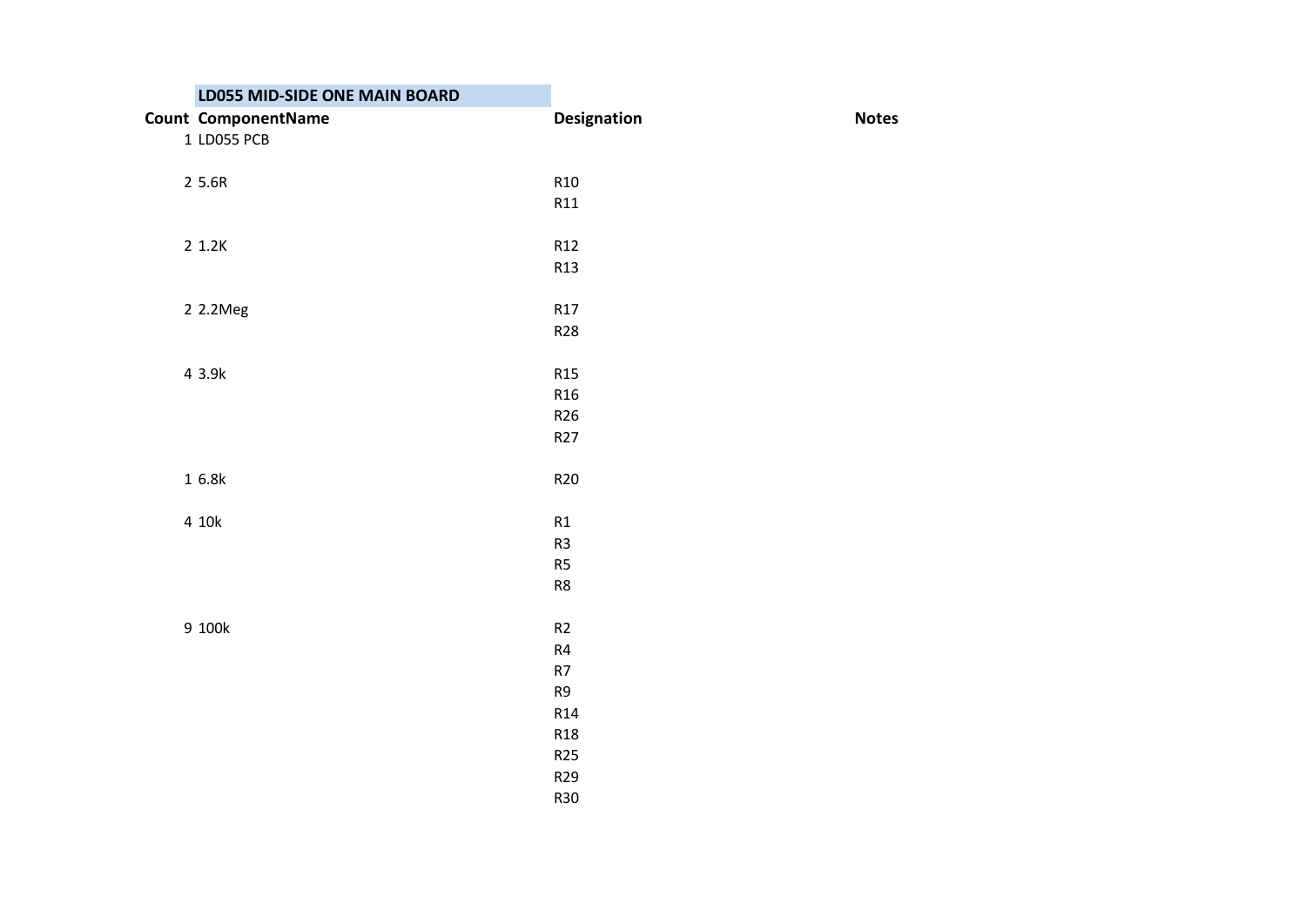**LD055 MID-SIDE ONE MAIN BOARD**

| Count | ComponentName | Designation | Notes |
|---|---|---|---|
| 1 | LD055 PCB | | |
| | | | |
| 2 | 5.6R | R10 | |
| | | R11 | |
| | | | |
| 2 | 1.2K | R12 | |
| | | R13 | |
| | | | |
| 2 | 2.2Meg | R17 | |
| | | R28 | |
| | | | |
| 4 | 3.9k | R15 | |
| | | R16 | |
| | | R26 | |
| | | R27 | |
| | | | |
| 1 | 6.8k | R20 | |
| | | | |
| 4 | 10k | R1 | |
| | | R3 | |
| | | R5 | |
| | | R8 | |
| | | | |
| 9 | 100k | R2 | |
| | | R4 | |
| | | R7 | |
| | | R9 | |
| | | R14 | |
| | | R18 | |
| | | R25 | |
| | | R29 | |
| | | R30 | |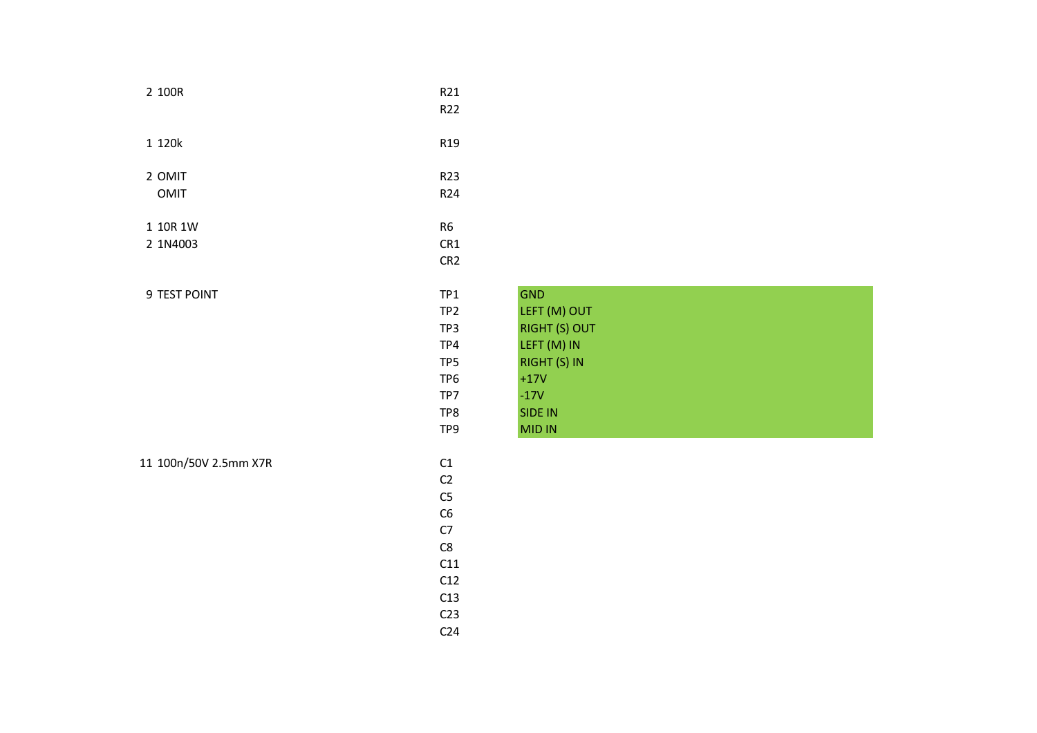| | | | |
|---|---|---|---|
| 2 | 100R | R21 | |
| | | R22 | |
| | | | |
| 1 | 120k | R19 | |
| | | | |
| 2 | OMIT | R23 | |
| | OMIT | R24 | |
| | | | |
| 1 | 10R 1W | R6 | |
| 2 | 1N4003 | CR1 | |
| | | CR2 | |
| | | | |
| 9 | TEST POINT | TP1 | GND |
| | | TP2 | LEFT (M) OUT |
| | | TP3 | RIGHT (S) OUT |
| | | TP4 | LEFT (M) IN |
| | | TP5 | RIGHT (S) IN |
| | | TP6 | +17V |
| | | TP7 | -17V |
| | | TP8 | SIDE IN |
| | | TP9 | MID IN |
| | | | |
| 11 | 100n/50V 2.5mm X7R | C1 | |
| | | C2 | |
| | | C5 | |
| | | C6 | |
| | | C7 | |
| | | C8 | |
| | | C11 | |
| | | C12 | |
| | | C13 | |
| | | C23 | |
| | | C24 | |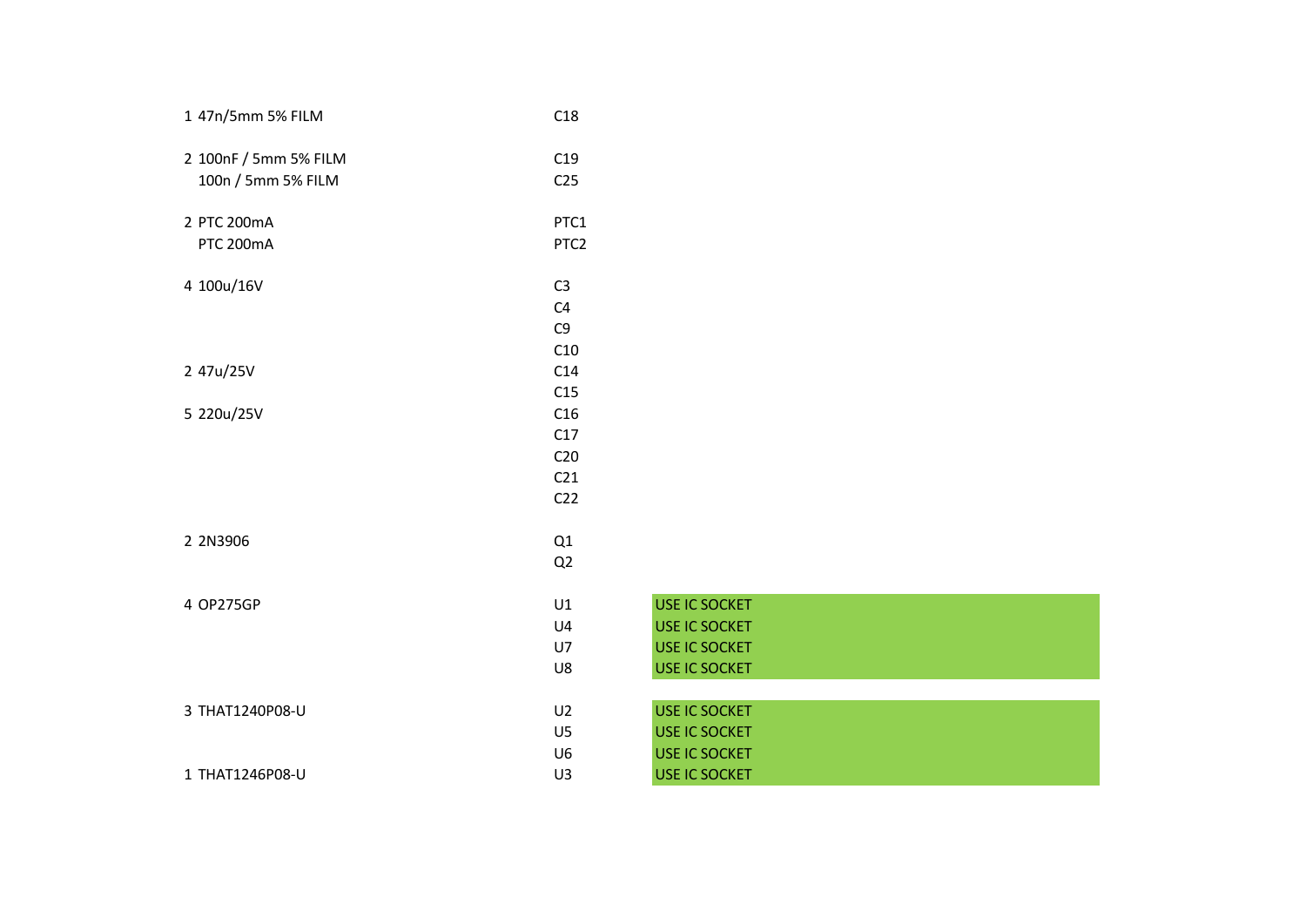| | | |
|---|---|---|
| 1 47n/5mm 5% FILM | C18 | |
| | | |
| 2 100nF / 5mm 5% FILM | C19 | |
| 100n / 5mm 5% FILM | C25 | |
| | | |
| 2 PTC 200mA | PTC1 | |
| PTC 200mA | PTC2 | |
| | | |
| 4 100u/16V | C3 | |
| | C4 | |
| | C9 | |
| | C10 | |
| 2 47u/25V | C14 | |
| | C15 | |
| 5 220u/25V | C16 | |
| | C17 | |
| | C20 | |
| | C21 | |
| | C22 | |
| | | |
| 2 2N3906 | Q1 | |
| | Q2 | |
| | | |
| 4 OP275GP | U1 | USE IC SOCKET |
| | U4 | USE IC SOCKET |
| | U7 | USE IC SOCKET |
| | U8 | USE IC SOCKET |
| | | |
| 3 THAT1240P08-U | U2 | USE IC SOCKET |
| | U5 | USE IC SOCKET |
| | U6 | USE IC SOCKET |
| 1 THAT1246P08-U | U3 | USE IC SOCKET |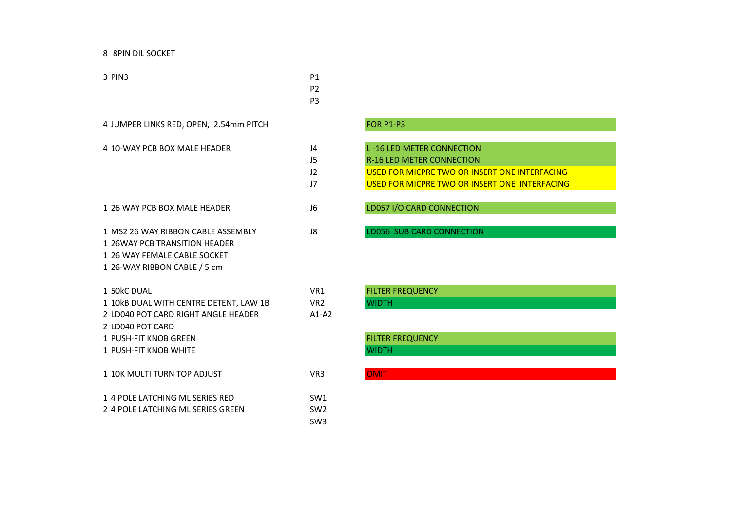| | | |
|---|---|---|
| 8 8PIN DIL SOCKET | | |
| 3 PIN3 | P1 | |
| | P2 | |
| | P3 | |
| 4 JUMPER LINKS RED, OPEN, 2.54mm PITCH | | FOR P1-P3 |
| 4 10-WAY PCB BOX MALE HEADER | J4 | L -16 LED METER CONNECTION |
| | J5 | R-16 LED METER CONNECTION |
| | J2 | USED FOR MICPRE TWO OR INSERT ONE INTERFACING |
| | J7 | USED FOR MICPRE TWO OR INSERT ONE INTERFACING |
| 1 26 WAY PCB BOX MALE HEADER | J6 | LD057 I/O CARD CONNECTION |
| 1 MS2 26 WAY RIBBON CABLE ASSEMBLY | J8 | LD056 SUB CARD CONNECTION |
| 1 26WAY PCB TRANSITION HEADER | | |
| 1 26 WAY FEMALE CABLE SOCKET | | |
| 1 26-WAY RIBBON CABLE / 5 cm | | |
| 1 50kC DUAL | VR1 | FILTER FREQUENCY |
| 1 10kB DUAL WITH CENTRE DETENT, LAW 1B | VR2 | WIDTH |
| 2 LD040 POT CARD RIGHT ANGLE HEADER | A1-A2 | |
| 2 LD040 POT CARD | | |
| 1 PUSH-FIT KNOB GREEN | | FILTER FREQUENCY |
| 1 PUSH-FIT KNOB WHITE | | WIDTH |
| 1 10K MULTI TURN TOP ADJUST | VR3 | OMIT |
| 1 4 POLE LATCHING ML SERIES RED | SW1 | |
| 2 4 POLE LATCHING ML SERIES GREEN | SW2 | |
| | SW3 | |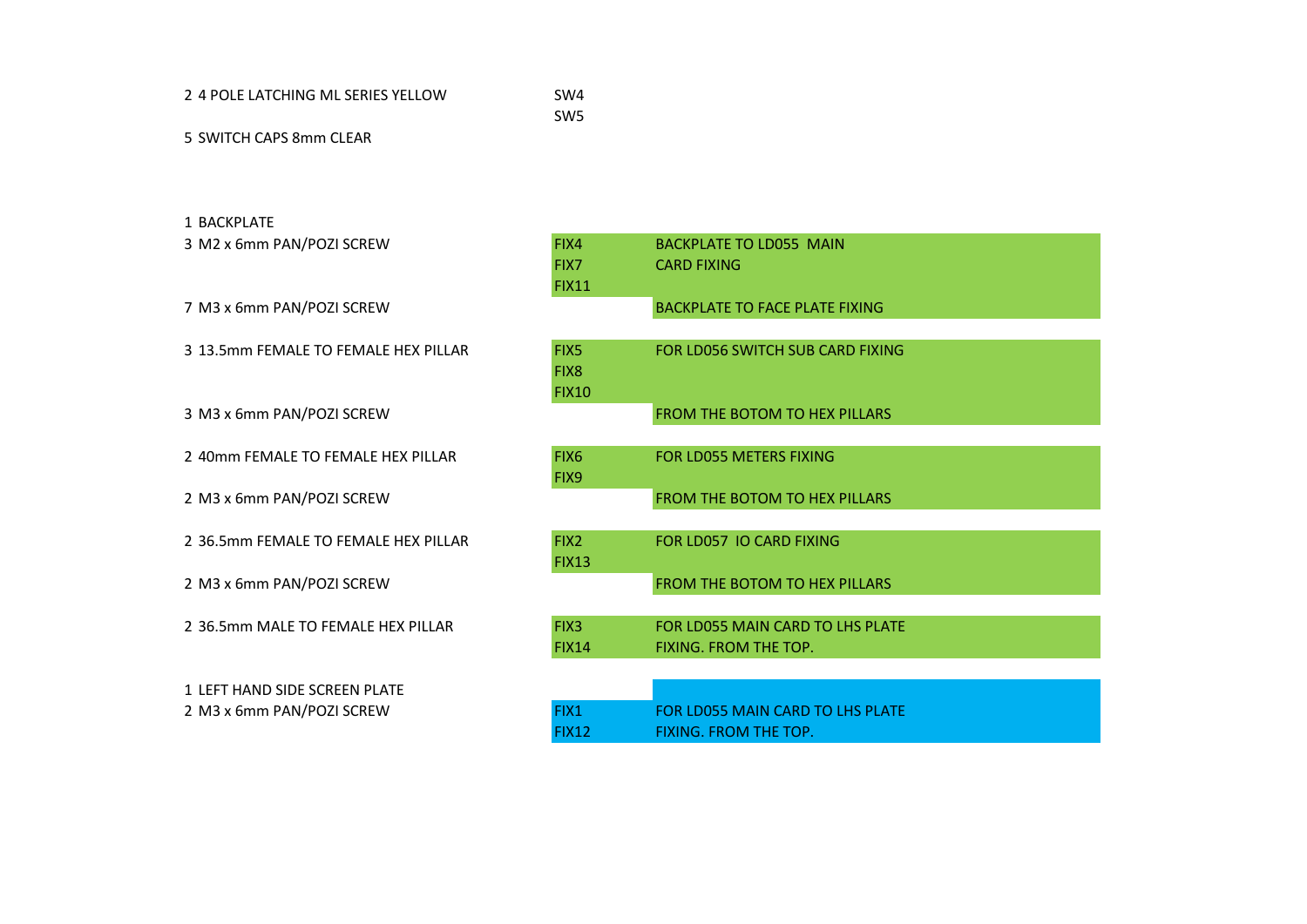| Qty | Description | Ref | Notes |
|---|---|---|---|
| 2 | 4 POLE LATCHING ML SERIES YELLOW | SW4 | |
| | | SW5 | |
| 5 | SWITCH CAPS 8mm CLEAR | | |
| | | | |
| 1 | BACKPLATE | | |
| 3 | M2 x 6mm PAN/POZI SCREW | FIX4 | BACKPLATE TO LD055 MAIN |
| | | FIX7 | CARD FIXING |
| | | FIX11 | |
| 7 | M3 x 6mm PAN/POZI SCREW | | BACKPLATE TO FACE PLATE FIXING |
| | | | |
| 3 | 13.5mm FEMALE TO FEMALE HEX PILLAR | FIX5 | FOR LD056 SWITCH SUB CARD FIXING |
| | | FIX8 | |
| | | FIX10 | |
| 3 | M3 x 6mm PAN/POZI SCREW | | FROM THE BOTOM TO HEX PILLARS |
| | | | |
| 2 | 40mm FEMALE TO FEMALE HEX PILLAR | FIX6 | FOR LD055 METERS FIXING |
| | | FIX9 | |
| 2 | M3 x 6mm PAN/POZI SCREW | | FROM THE BOTOM TO HEX PILLARS |
| | | | |
| 2 | 36.5mm FEMALE TO FEMALE HEX PILLAR | FIX2 | FOR LD057 IO CARD FIXING |
| | | FIX13 | |
| 2 | M3 x 6mm PAN/POZI SCREW | | FROM THE BOTOM TO HEX PILLARS |
| | | | |
| 2 | 36.5mm MALE TO FEMALE HEX PILLAR | FIX3 | FOR LD055 MAIN CARD TO LHS PLATE |
| | | FIX14 | FIXING. FROM THE TOP. |
| | | | |
| 1 | LEFT HAND SIDE SCREEN PLATE | | |
| 2 | M3 x 6mm PAN/POZI SCREW | FIX1 | FOR LD055 MAIN CARD TO LHS PLATE |
| | | FIX12 | FIXING. FROM THE TOP. |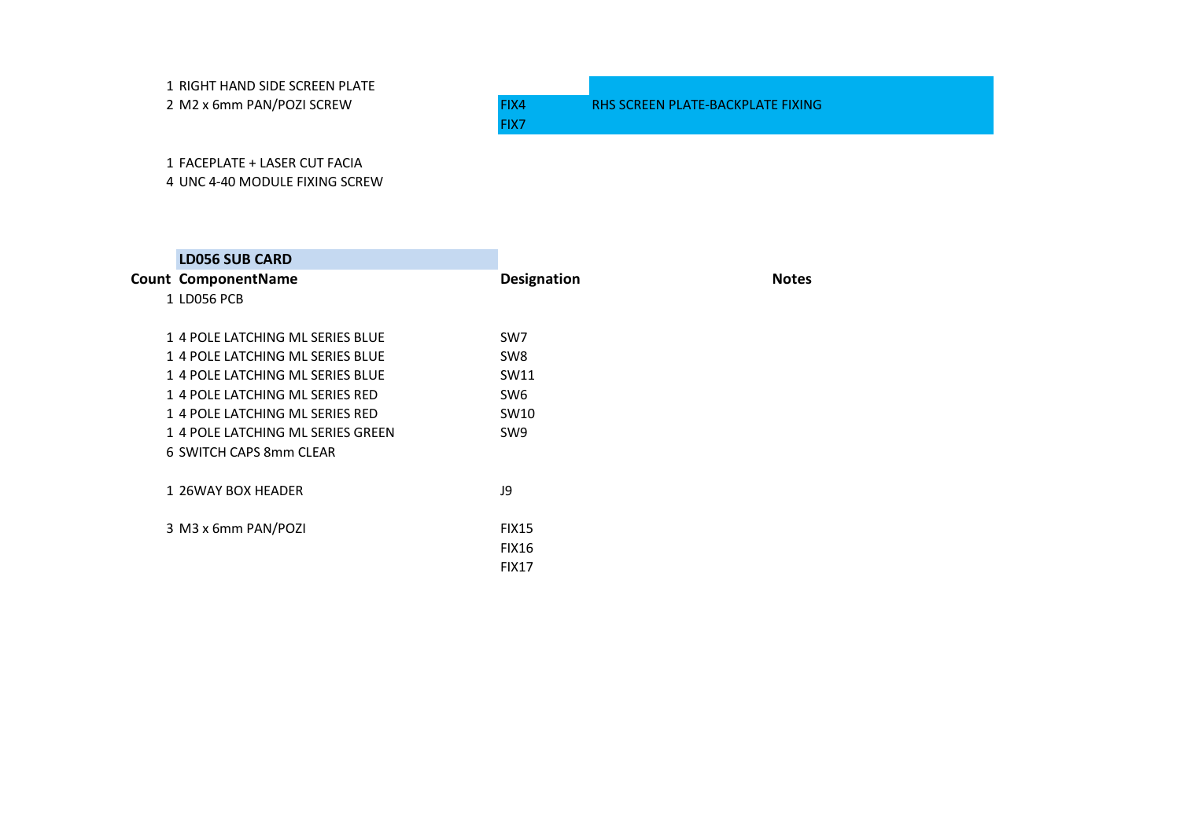| | | | |
|---|---|---|---|
| 1 | RIGHT HAND SIDE SCREEN PLATE | | |
| 2 | M2 x 6mm PAN/POZI SCREW | FIX4 | RHS SCREEN PLATE-BACKPLATE FIXING |
| | | FIX7 | |
| | | | |
| 1 | FACEPLATE + LASER CUT FACIA | | |
| 4 | UNC 4-40 MODULE FIXING SCREW | | |

**LD056 SUB CARD**

| Count | ComponentName | Designation | Notes |
|---|---|---|---|
| 1 | LD056 PCB | | |
| | | | |
| 1 | 4 POLE LATCHING ML SERIES BLUE | SW7 | |
| 1 | 4 POLE LATCHING ML SERIES BLUE | SW8 | |
| 1 | 4 POLE LATCHING ML SERIES BLUE | SW11 | |
| 1 | 4 POLE LATCHING ML SERIES RED | SW6 | |
| 1 | 4 POLE LATCHING ML SERIES RED | SW10 | |
| 1 | 4 POLE LATCHING ML SERIES GREEN | SW9 | |
| 6 | SWITCH CAPS 8mm CLEAR | | |
| | | | |
| 1 | 26WAY BOX HEADER | J9 | |
| | | | |
| 3 | M3 x 6mm PAN/POZI | FIX15 | |
| | | FIX16 | |
| | | FIX17 | |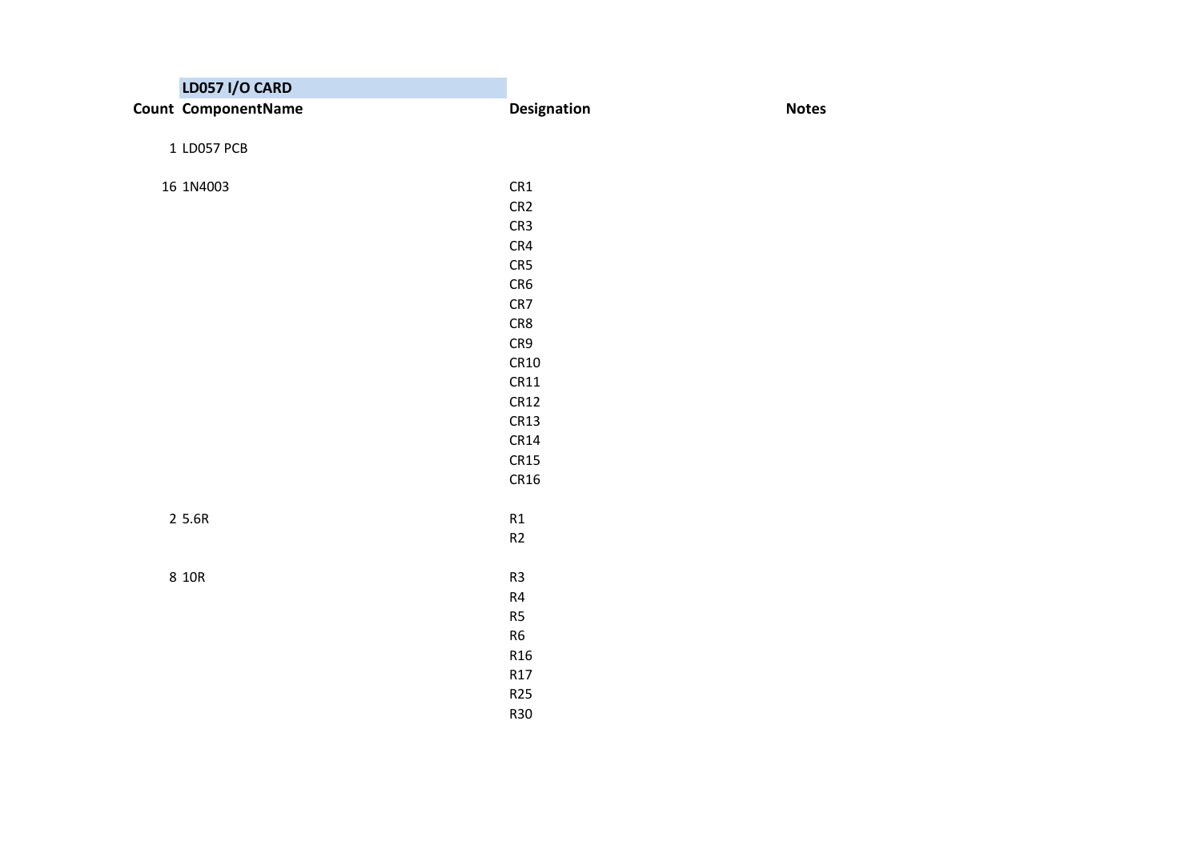| | LD057 I/O CARD | | |
|---|---|---|---|
| Count | ComponentName | Designation | Notes |
| | | | |
| 1 | LD057 PCB | | |
| | | | |
| 16 | 1N4003 | CR1 | |
| | | CR2 | |
| | | CR3 | |
| | | CR4 | |
| | | CR5 | |
| | | CR6 | |
| | | CR7 | |
| | | CR8 | |
| | | CR9 | |
| | | CR10 | |
| | | CR11 | |
| | | CR12 | |
| | | CR13 | |
| | | CR14 | |
| | | CR15 | |
| | | CR16 | |
| | | | |
| 2 | 5.6R | R1 | |
| | | R2 | |
| | | | |
| 8 | 10R | R3 | |
| | | R4 | |
| | | R5 | |
| | | R6 | |
| | | R16 | |
| | | R17 | |
| | | R25 | |
| | | R30 | |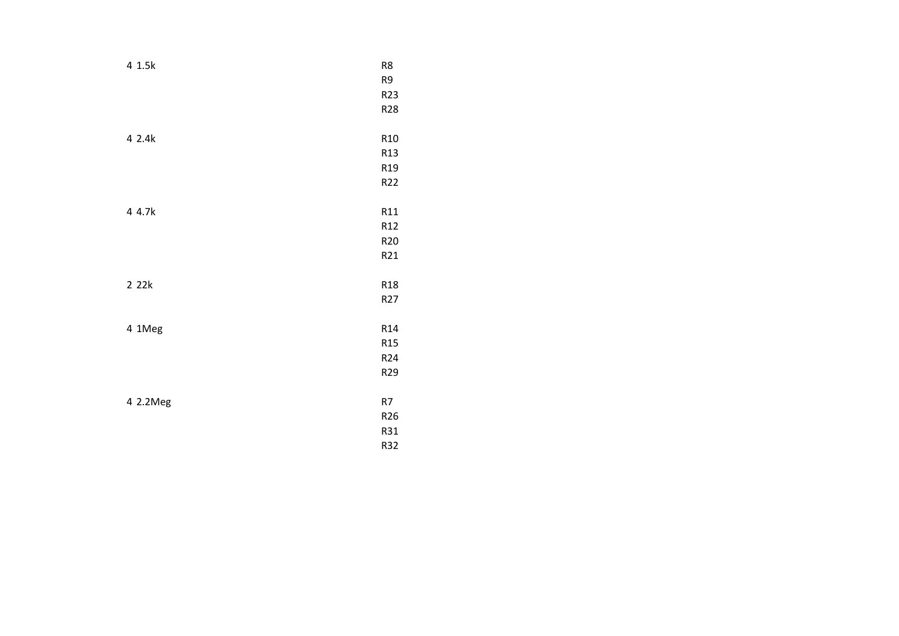| Qty | Value | Reference |
|---|---|---|
| 4 | 1.5k | R8 |
| | | R9 |
| | | R23 |
| | | R28 |
| 4 | 2.4k | R10 |
| | | R13 |
| | | R19 |
| | | R22 |
| 4 | 4.7k | R11 |
| | | R12 |
| | | R20 |
| | | R21 |
| 2 | 22k | R18 |
| | | R27 |
| 4 | 1Meg | R14 |
| | | R15 |
| | | R24 |
| | | R29 |
| 4 | 2.2Meg | R7 |
| | | R26 |
| | | R31 |
| | | R32 |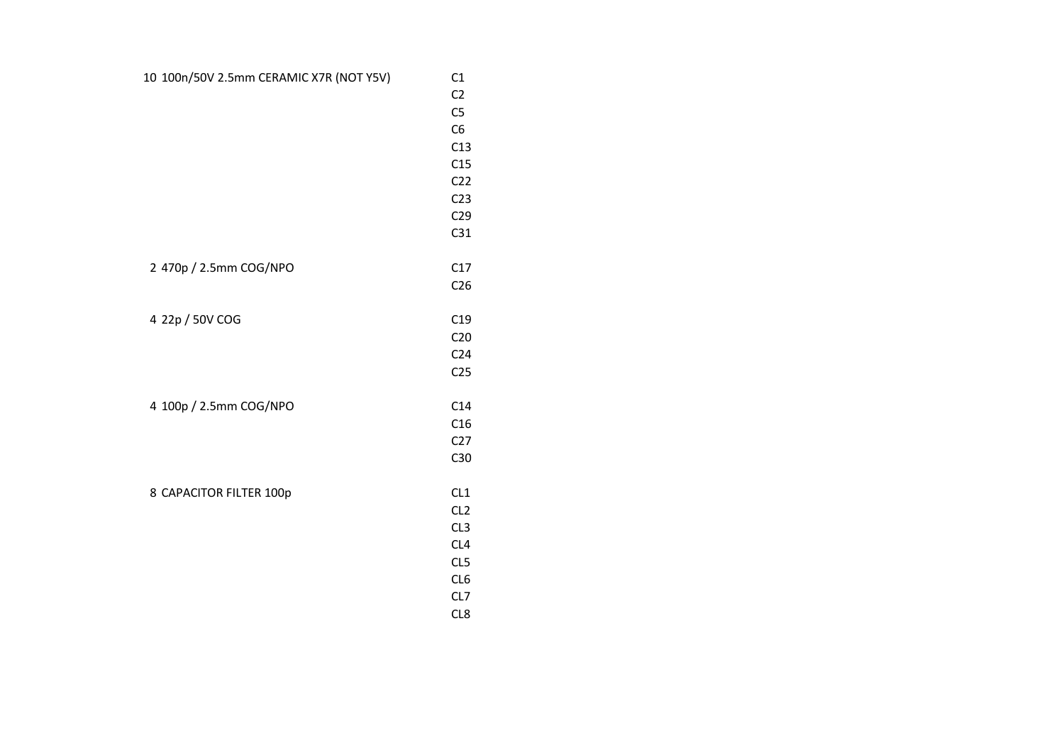| | | |
|---|---|---|
| 10 | 100n/50V 2.5mm CERAMIC X7R (NOT Y5V) | C1 |
| | | C2 |
| | | C5 |
| | | C6 |
| | | C13 |
| | | C15 |
| | | C22 |
| | | C23 |
| | | C29 |
| | | C31 |
| | | |
| 2 | 470p / 2.5mm COG/NPO | C17 |
| | | C26 |
| | | |
| 4 | 22p / 50V COG | C19 |
| | | C20 |
| | | C24 |
| | | C25 |
| | | |
| 4 | 100p / 2.5mm COG/NPO | C14 |
| | | C16 |
| | | C27 |
| | | C30 |
| | | |
| 8 | CAPACITOR FILTER 100p | CL1 |
| | | CL2 |
| | | CL3 |
| | | CL4 |
| | | CL5 |
| | | CL6 |
| | | CL7 |
| | | CL8 |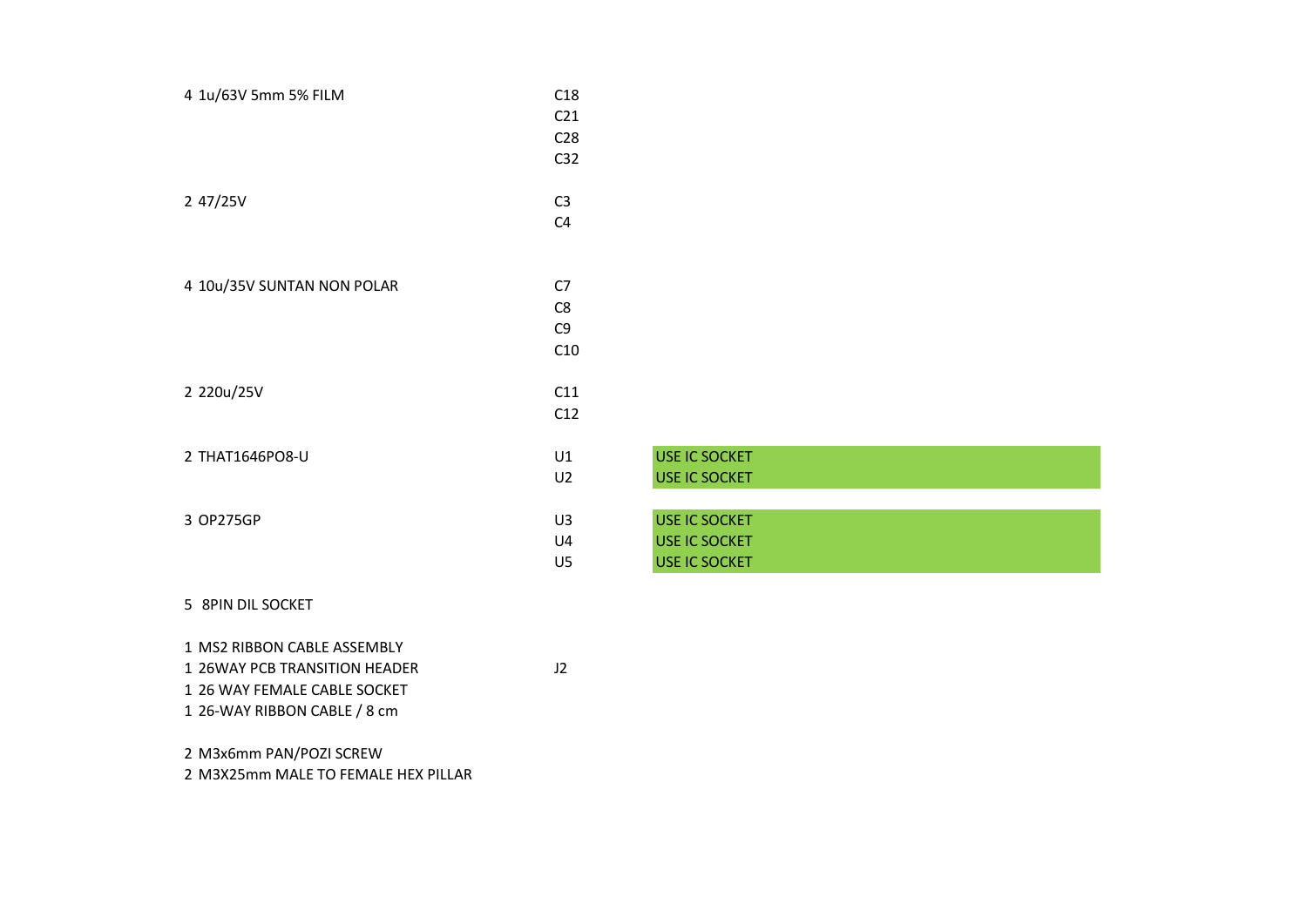| | | |
|---|---|---|
| 4 1u/63V 5mm 5% FILM | C18 | |
| | C21 | |
| | C28 | |
| | C32 | |
| 2 47/25V | C3 | |
| | C4 | |
| 4 10u/35V SUNTAN NON POLAR | C7 | |
| | C8 | |
| | C9 | |
| | C10 | |
| 2 220u/25V | C11 | |
| | C12 | |
| 2 THAT1646PO8-U | U1 | USE IC SOCKET |
| | U2 | USE IC SOCKET |
| 3 OP275GP | U3 | USE IC SOCKET |
| | U4 | USE IC SOCKET |
| | U5 | USE IC SOCKET |
| 5 8PIN DIL SOCKET | | |
| 1 MS2 RIBBON CABLE ASSEMBLY | | |
| 1 26WAY PCB TRANSITION HEADER | J2 | |
| 1 26 WAY FEMALE CABLE SOCKET | | |
| 1 26-WAY RIBBON CABLE / 8 cm | | |
| 2 M3x6mm PAN/POZI SCREW | | |
| 2 M3X25mm MALE TO FEMALE HEX PILLAR | | |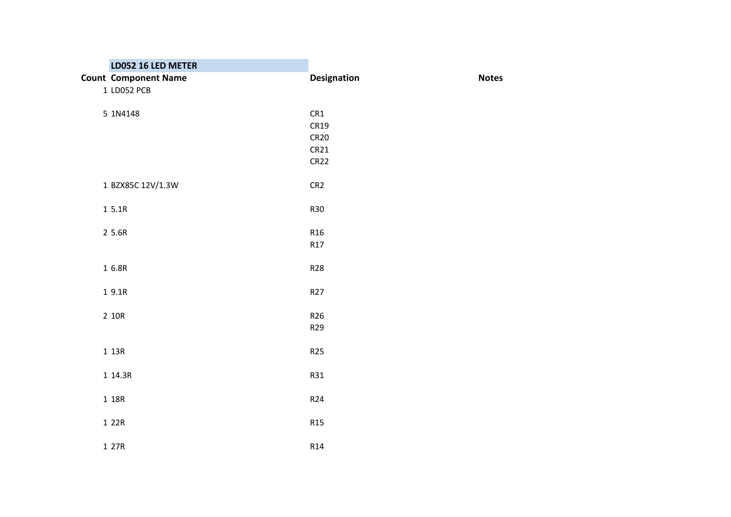| | **LD052 16 LED METER** | | |
|---|---|---|---|
| **Count** | **Component Name** | **Designation** | **Notes** |
| 1 | LD052 PCB | | |
| | | | |
| 5 | 1N4148 | CR1 | |
| | | CR19 | |
| | | CR20 | |
| | | CR21 | |
| | | CR22 | |
| | | | |
| 1 | BZX85C 12V/1.3W | CR2 | |
| | | | |
| 1 | 5.1R | R30 | |
| | | | |
| 2 | 5.6R | R16 | |
| | | R17 | |
| | | | |
| 1 | 6.8R | R28 | |
| | | | |
| 1 | 9.1R | R27 | |
| | | | |
| 2 | 10R | R26 | |
| | | R29 | |
| | | | |
| 1 | 13R | R25 | |
| | | | |
| 1 | 14.3R | R31 | |
| | | | |
| 1 | 18R | R24 | |
| | | | |
| 1 | 22R | R15 | |
| | | | |
| 1 | 27R | R14 | |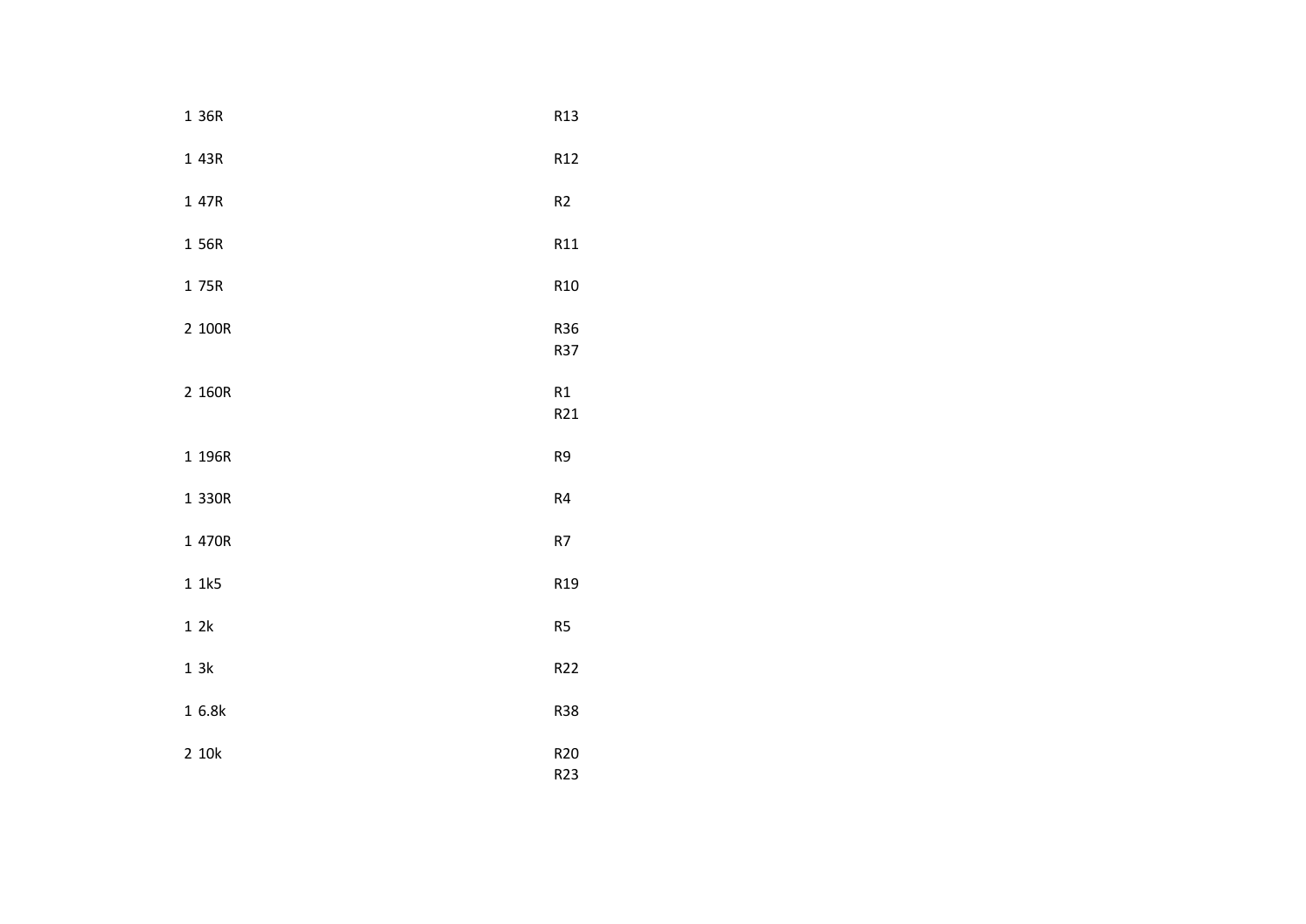| | |
|---|---|
| 1 36R | R13 |
| 1 43R | R12 |
| 1 47R | R2 |
| 1 56R | R11 |
| 1 75R | R10 |
| 2 100R | R36<br>R37 |
| 2 160R | R1<br>R21 |
| 1 196R | R9 |
| 1 330R | R4 |
| 1 470R | R7 |
| 1 1k5 | R19 |
| 1 2k | R5 |
| 1 3k | R22 |
| 1 6.8k | R38 |
| 2 10k | R20<br>R23 |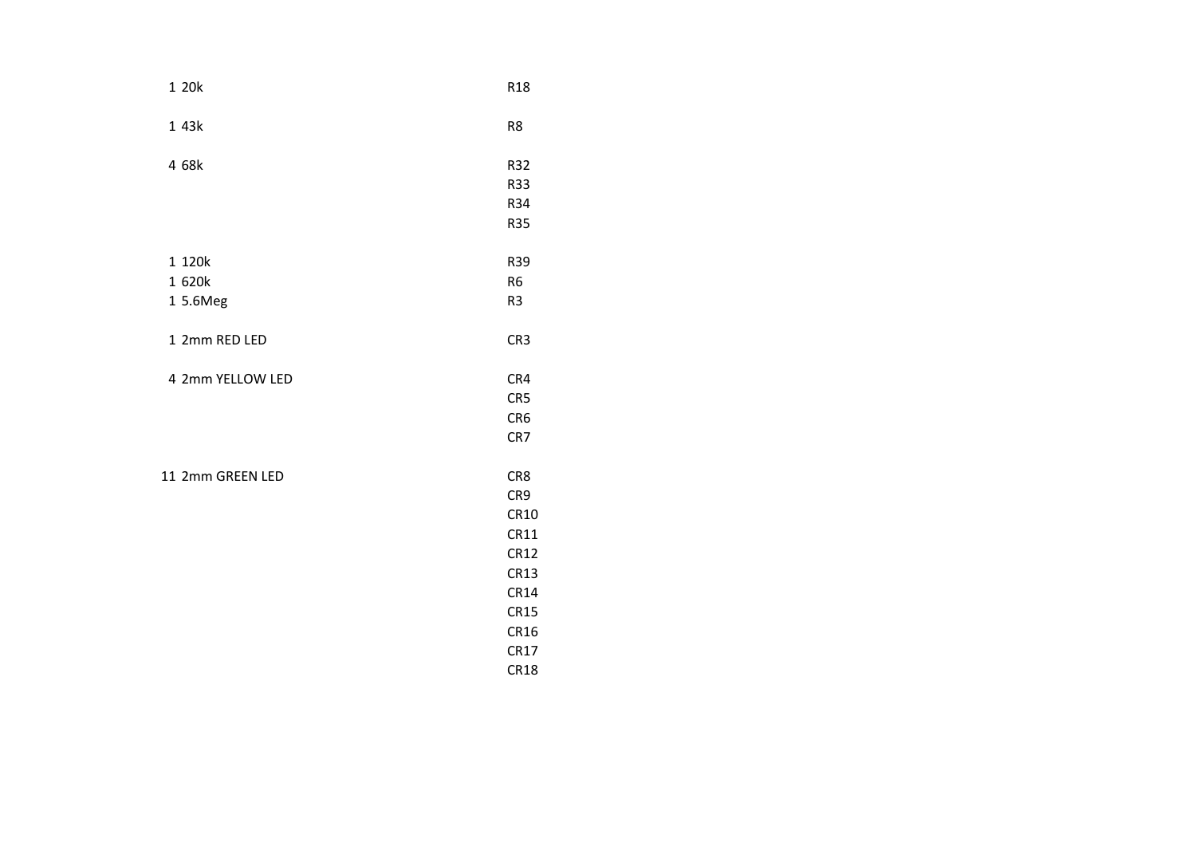| | | |
|---|---|---|
| 1 | 20k | R18 |
| 1 | 43k | R8 |
| 4 | 68k | R32 |
| | | R33 |
| | | R34 |
| | | R35 |
| 1 | 120k | R39 |
| 1 | 620k | R6 |
| 1 | 5.6Meg | R3 |
| 1 | 2mm RED LED | CR3 |
| 4 | 2mm YELLOW LED | CR4 |
| | | CR5 |
| | | CR6 |
| | | CR7 |
| 11 | 2mm GREEN LED | CR8 |
| | | CR9 |
| | | CR10 |
| | | CR11 |
| | | CR12 |
| | | CR13 |
| | | CR14 |
| | | CR15 |
| | | CR16 |
| | | CR17 |
| | | CR18 |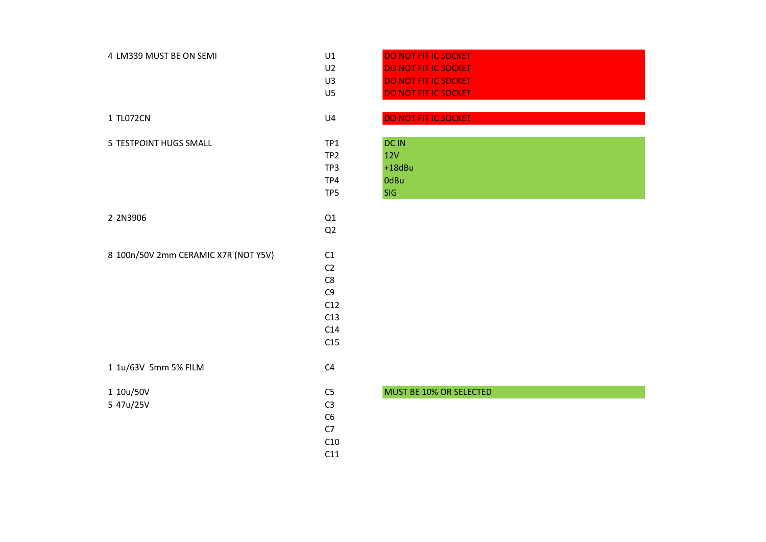| | | |
|---|---|---|
| 4 LM339 MUST BE ON SEMI | U1 | DO NOT FIT IC SOCKET |
| | U2 | DO NOT FIT IC SOCKET |
| | U3 | DO NOT FIT IC SOCKET |
| | U5 | DO NOT FIT IC SOCKET |
| | | |
| 1 TL072CN | U4 | DO NOT FIT IC SOCKET |
| | | |
| 5 TESTPOINT HUGS SMALL | TP1 | DC IN |
| | TP2 | 12V |
| | TP3 | +18dBu |
| | TP4 | 0dBu |
| | TP5 | SIG |
| | | |
| 2 2N3906 | Q1 | |
| | Q2 | |
| | | |
| 8 100n/50V 2mm CERAMIC X7R (NOT Y5V) | C1 | |
| | C2 | |
| | C8 | |
| | C9 | |
| | C12 | |
| | C13 | |
| | C14 | |
| | C15 | |
| | | |
| 1 1u/63V 5mm 5% FILM | C4 | |
| | | |
| 1 10u/50V | C5 | MUST BE 10% OR SELECTED |
| 5 47u/25V | C3 | |
| | C6 | |
| | C7 | |
| | C10 | |
| | C11 | |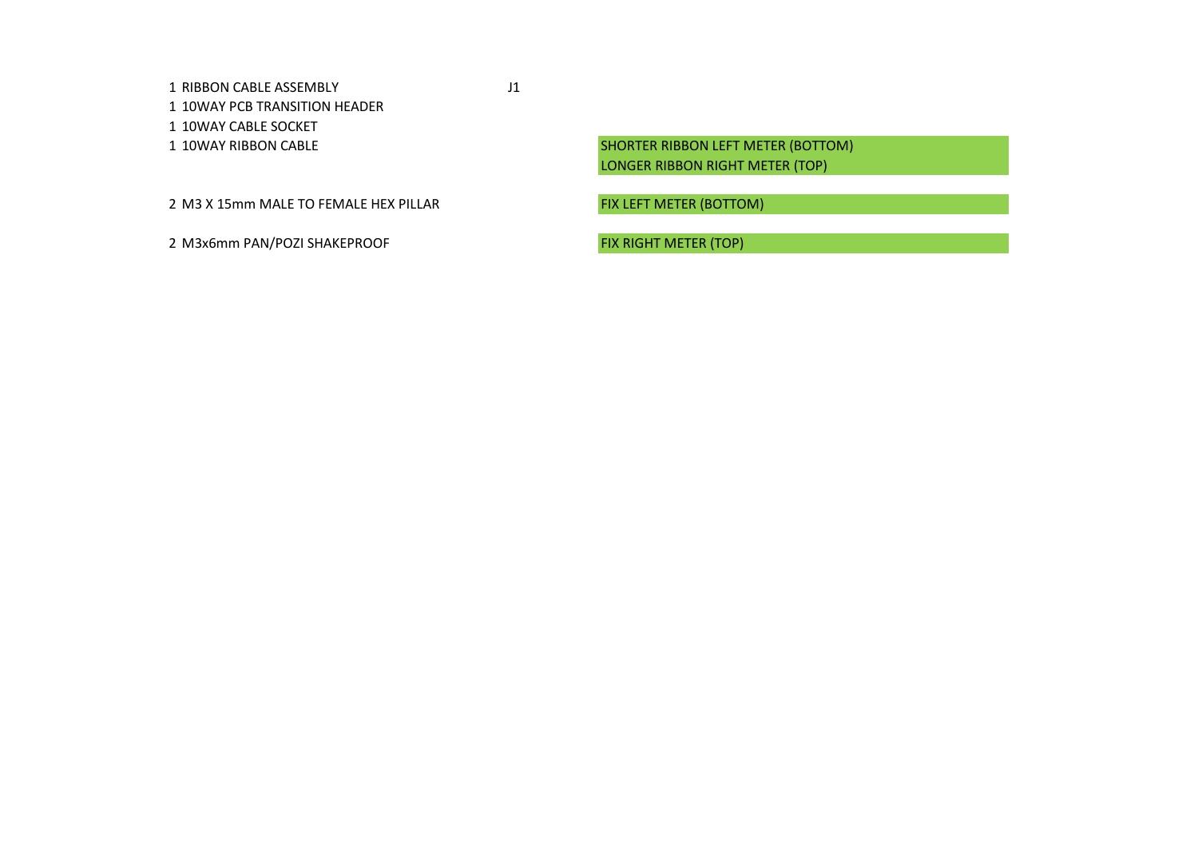| | | | |
|---|---|---|---|
| 1 | RIBBON CABLE ASSEMBLY | J1 | |
| 1 | 10WAY PCB TRANSITION HEADER | | |
| 1 | 10WAY CABLE SOCKET | | |
| 1 | 10WAY RIBBON CABLE | | SHORTER RIBBON LEFT METER (BOTTOM)<br>LONGER RIBBON RIGHT METER (TOP) |
| | | | |
| 2 | M3 X 15mm MALE TO FEMALE HEX PILLAR | | FIX LEFT METER (BOTTOM) |
| | | | |
| 2 | M3x6mm PAN/POZI SHAKEPROOF | | FIX RIGHT METER (TOP) |